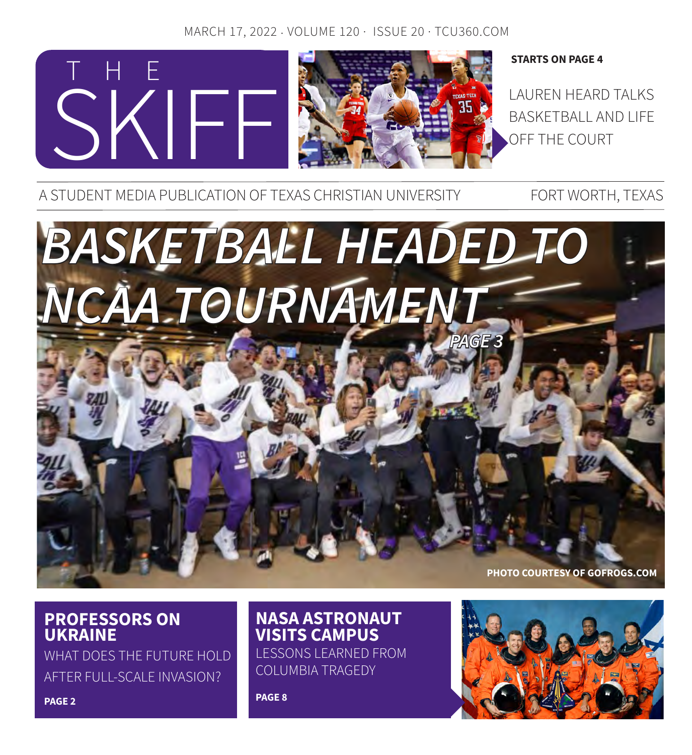MARCH 17, 2022 · VOLUME 120 · ISSUE 20 · TCU360.COM

# THE SKIFF

**STARTS ON PAGE 4**

LAUREN HEARD TALKS BASKETBALL AND LIFE OFF THE COURT

A STUDENT MEDIA PUBLICATION OF TEXAS CHRISTIAN UNIVERSITY — FORT WORTH, TEXAS

# *BASKETBALL HEADED TO NCAA TOURNAMENT*

***PAGE 3***

PHOTO COURTESY OF GOFROGS.COM

## PROFESSORS ON UKRAINE

WHAT DOES THE FUTURE HOLD AFTER FULL-SCALE INVASION?

**PAGE 2**

## NASA ASTRONAUT VISITS CAMPUS

LESSONS LEARNED FROM COLUMBIA TRAGEDY

**PAGE 8**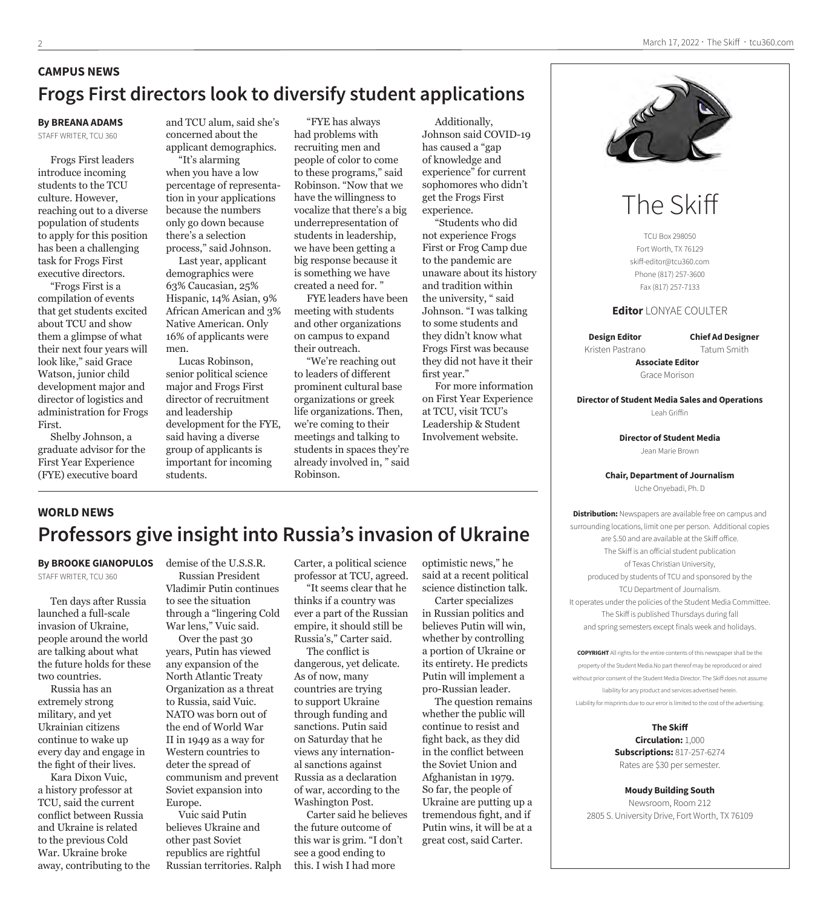## CAMPUS NEWS

# Frogs First directors look to diversify student applications

**By BREANA ADAMS**
STAFF WRITER, TCU 360

Frogs First leaders introduce incoming students to the TCU culture. However, reaching out to a diverse population of students to apply for this position has been a challenging task for Frogs First executive directors.

"Frogs First is a compilation of events that get students excited about TCU and show them a glimpse of what their next four years will look like," said Grace Watson, junior child development major and director of logistics and administration for Frogs First.

Shelby Johnson, a graduate advisor for the First Year Experience (FYE) executive board and TCU alum, said she's concerned about the applicant demographics.

"It's alarming when you have a low percentage of representation in your applications because the numbers only go down because there's a selection process," said Johnson.

Last year, applicant demographics were 63% Caucasian, 25% Hispanic, 14% Asian, 9% African American and 3% Native American. Only 16% of applicants were men.

Lucas Robinson, senior political science major and Frogs First director of recruitment and leadership development for the FYE, said having a diverse group of applicants is important for incoming students.

"FYE has always had problems with recruiting men and people of color to come to these programs," said Robinson. "Now that we have the willingness to vocalize that there's a big underrepresentation of students in leadership, we have been getting a big response because it is something we have created a need for. "

FYE leaders have been meeting with students and other organizations on campus to expand their outreach.

"We're reaching out to leaders of different prominent cultural base organizations or greek life organizations. Then, we're coming to their meetings and talking to students in spaces they're already involved in, " said Robinson.

Additionally, Johnson said COVID-19 has caused a "gap of knowledge and experience" for current sophomores who didn't get the Frogs First experience.

"Students who did not experience Frogs First or Frog Camp due to the pandemic are unaware about its history and tradition within the university, " said Johnson. "I was talking to some students and they didn't know what Frogs First was because they did not have it their first year."

For more information on First Year Experience at TCU, visit TCU's Leadership & Student Involvement website.

## WORLD NEWS

# Professors give insight into Russia's invasion of Ukraine

**By BROOKE GIANOPULOS**
STAFF WRITER, TCU 360

Ten days after Russia launched a full-scale invasion of Ukraine, people around the world are talking about what the future holds for these two countries.

Russia has an extremely strong military, and yet Ukrainian citizens continue to wake up every day and engage in the fight of their lives.

Kara Dixon Vuic, a history professor at TCU, said the current conflict between Russia and Ukraine is related to the previous Cold War. Ukraine broke away, contributing to the demise of the U.S.S.R.

Russian President Vladimir Putin continues to see the situation through a "lingering Cold War lens," Vuic said.

Over the past 30 years, Putin has viewed any expansion of the North Atlantic Treaty Organization as a threat to Russia, said Vuic. NATO was born out of the end of World War II in 1949 as a way for Western countries to deter the spread of communism and prevent Soviet expansion into Europe.

Vuic said Putin believes Ukraine and other past Soviet republics are rightful Russian territories. Ralph Carter, a political science professor at TCU, agreed.

"It seems clear that he thinks if a country was ever a part of the Russian empire, it should still be Russia's," Carter said.

The conflict is dangerous, yet delicate. As of now, many countries are trying to support Ukraine through funding and sanctions. Putin said on Saturday that he views any international sanctions against Russia as a declaration of war, according to the Washington Post.

Carter said he believes the future outcome of this war is grim. "I don't see a good ending to this. I wish I had more optimistic news," he said at a recent political science distinction talk.

Carter specializes in Russian politics and believes Putin will win, whether by controlling a portion of Ukraine or its entirety. He predicts Putin will implement a pro-Russian leader.

The question remains whether the public will continue to resist and fight back, as they did in the conflict between the Soviet Union and Afghanistan in 1979. So far, the people of Ukraine are putting up a tremendous fight, and if Putin wins, it will be at a great cost, said Carter.

---

# The Skiff

TCU Box 298050
Fort Worth, TX 76129
skiff-editor@tcu360.com
Phone (817) 257-3600
Fax (817) 257-7133

**Editor** LONYAE COULTER

**Design Editor** Kristen Pastrano

**Chief Ad Designer** Tatum Smith

**Associate Editor** Grace Morison

**Director of Student Media Sales and Operations** Leah Griffin

**Director of Student Media** Jean Marie Brown

**Chair, Department of Journalism** Uche Onyebadi, Ph. D

**Distribution:** Newspapers are available free on campus and surrounding locations, limit one per person. Additional copies are $.50 and are available at the Skiff office. The Skiff is an official student publication of Texas Christian University, produced by students of TCU and sponsored by the TCU Department of Journalism. It operates under the policies of the Student Media Committee. The Skiff is published Thursdays during fall and spring semesters except finals week and holidays.

**COPYRIGHT** All rights for the entire contents of this newspaper shall be the property of the Student Media.No part thereof may be reproduced or aired without prior consent of the Student Media Director. The Skiff does not assume liability for any product and services advertised herein. Liability for misprints due to our error is limited to the cost of the advertising.

**The Skiff**
**Circulation:** 1,000
**Subscriptions:** 817-257-6274
Rates are $30 per semester.

**Moody Building South**
Newsroom, Room 212
2805 S. University Drive, Fort Worth, TX 76109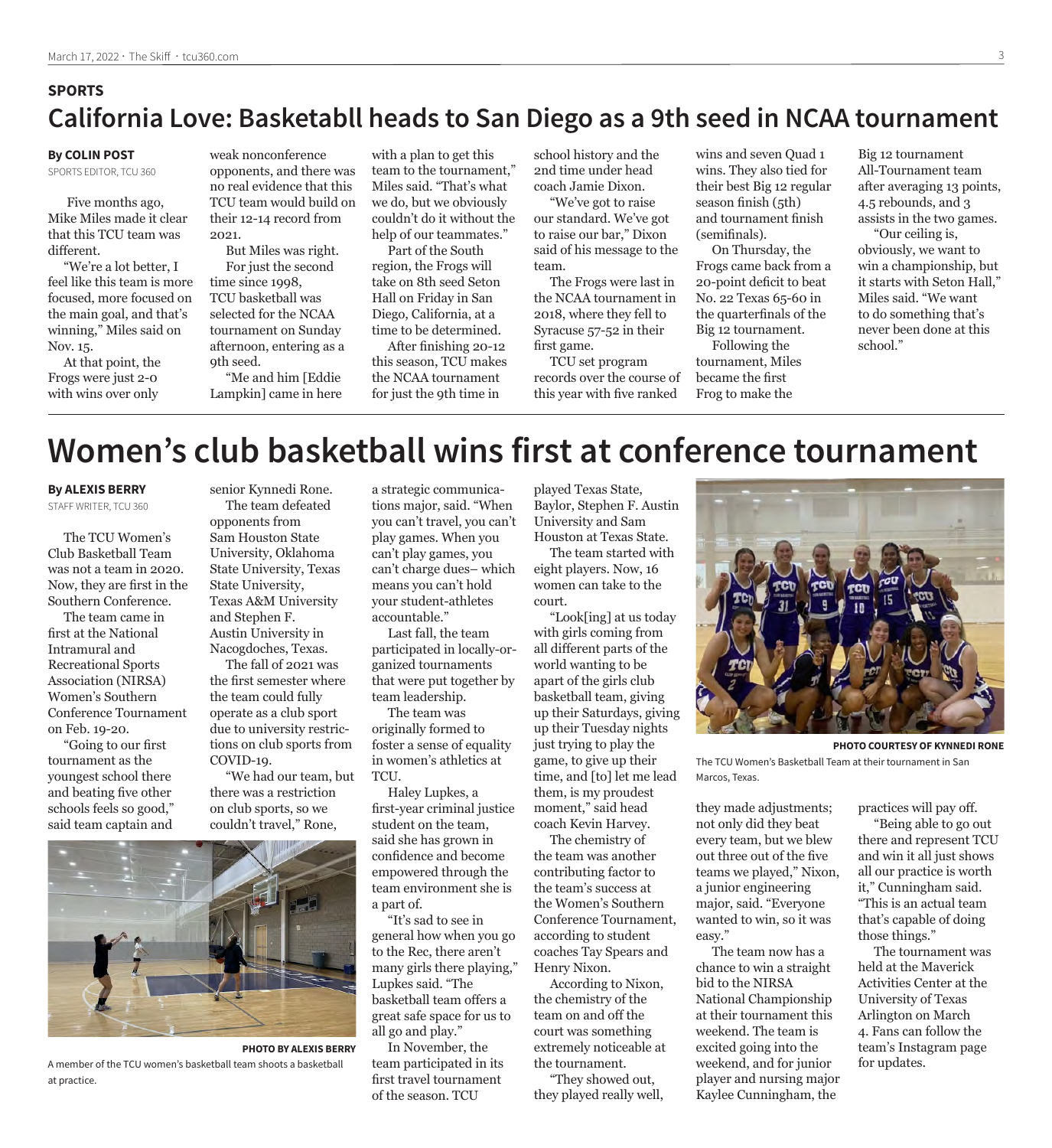SPORTS

# California Love: Basketabll heads to San Diego as a 9th seed in NCAA tournament

**By COLIN POST**
SPORTS EDITOR, TCU 360

Five months ago, Mike Miles made it clear that this TCU team was different.

"We're a lot better, I feel like this team is more focused, more focused on the main goal, and that's winning," Miles said on Nov. 15.

At that point, the Frogs were just 2-0 with wins over only weak nonconference opponents, and there was no real evidence that this TCU team would build on their 12-14 record from 2021.

But Miles was right.

For just the second time since 1998, TCU basketball was selected for the NCAA tournament on Sunday afternoon, entering as a 9th seed.

"Me and him [Eddie Lampkin] came in here with a plan to get this team to the tournament," Miles said. "That's what we do, but we obviously couldn't do it without the help of our teammates."

Part of the South region, the Frogs will take on 8th seed Seton Hall on Friday in San Diego, California, at a time to be determined.

After finishing 20-12 this season, TCU makes the NCAA tournament for just the 9th time in school history and the 2nd time under head coach Jamie Dixon.

"We've got to raise our standard. We've got to raise our bar," Dixon said of his message to the team.

The Frogs were last in the NCAA tournament in 2018, where they fell to Syracuse 57-52 in their first game.

TCU set program records over the course of this year with five ranked wins and seven Quad 1 wins. They also tied for their best Big 12 regular season finish (5th) and tournament finish (semifinals).

On Thursday, the Frogs came back from a 20-point deficit to beat No. 22 Texas 65-60 in the quarterfinals of the Big 12 tournament.

Following the tournament, Miles became the first Frog to make the Big 12 tournament All-Tournament team after averaging 13 points, 4.5 rebounds, and 3 assists in the two games.

"Our ceiling is, obviously, we want to win a championship, but it starts with Seton Hall," Miles said. "We want to do something that's never been done at this school."

# Women's club basketball wins first at conference tournament

**By ALEXIS BERRY**
STAFF WRITER, TCU 360

The TCU Women's Club Basketball Team was not a team in 2020. Now, they are first in the Southern Conference.

The team came in first at the National Intramural and Recreational Sports Association (NIRSA) Women's Southern Conference Tournament on Feb. 19-20.

"Going to our first tournament as the youngest school there and beating five other schools feels so good," said team captain and senior Kynnedi Rone.

The team defeated opponents from Sam Houston State University, Oklahoma State University, Texas State University, Texas A&M University and Stephen F. Austin University in Nacogdoches, Texas.

The fall of 2021 was the first semester where the team could fully operate as a club sport due to university restrictions on club sports from COVID-19.

"We had our team, but there was a restriction on club sports, so we couldn't travel," Rone, a strategic communications major, said. "When you can't travel, you can't play games. When you can't play games, you can't charge dues– which means you can't hold your student-athletes accountable."

PHOTO BY ALEXIS BERRY
A member of the TCU women's basketball team shoots a basketball at practice.

Last fall, the team participated in locally-organized tournaments that were put together by team leadership.

The team was originally formed to foster a sense of equality in women's athletics at TCU.

Haley Lupkes, a first-year criminal justice student on the team, said she has grown in confidence and become empowered through the team environment she is a part of.

"It's sad to see in general how when you go to the Rec, there aren't many girls there playing," Lupkes said. "The basketball team offers a great safe space for us to all go and play."

In November, the team participated in its first travel tournament of the season. TCU played Texas State, Baylor, Stephen F. Austin University and Sam Houston at Texas State.

The team started with eight players. Now, 16 women can take to the court.

"Look[ing] at us today with girls coming from all different parts of the world wanting to be apart of the girls club basketball team, giving up their Saturdays, giving up their Tuesday nights just trying to play the game, to give up their time, and [to] let me lead them, is my proudest moment," said head coach Kevin Harvey.

The chemistry of the team was another contributing factor to the team's success at the Women's Southern Conference Tournament, according to student coaches Tay Spears and Henry Nixon.

According to Nixon, the chemistry of the team on and off the court was something extremely noticeable at the tournament.

"They showed out, they played really well, they made adjustments; not only did they beat every team, but we blew out three out of the five teams we played," Nixon, a junior engineering major, said. "Everyone wanted to win, so it was easy."

PHOTO COURTESY OF KYNNEDI RONE
The TCU Women's Basketball Team at their tournament in San Marcos, Texas.

The team now has a chance to win a straight bid to the NIRSA National Championship at their tournament this weekend. The team is excited going into the weekend, and for junior player and nursing major Kaylee Cunningham, the practices will pay off.

"Being able to go out there and represent TCU and win it all just shows all our practice is worth it," Cunningham said. "This is an actual team that's capable of doing those things."

The tournament was held at the Maverick Activities Center at the University of Texas Arlington on March 4. Fans can follow the team's Instagram page for updates.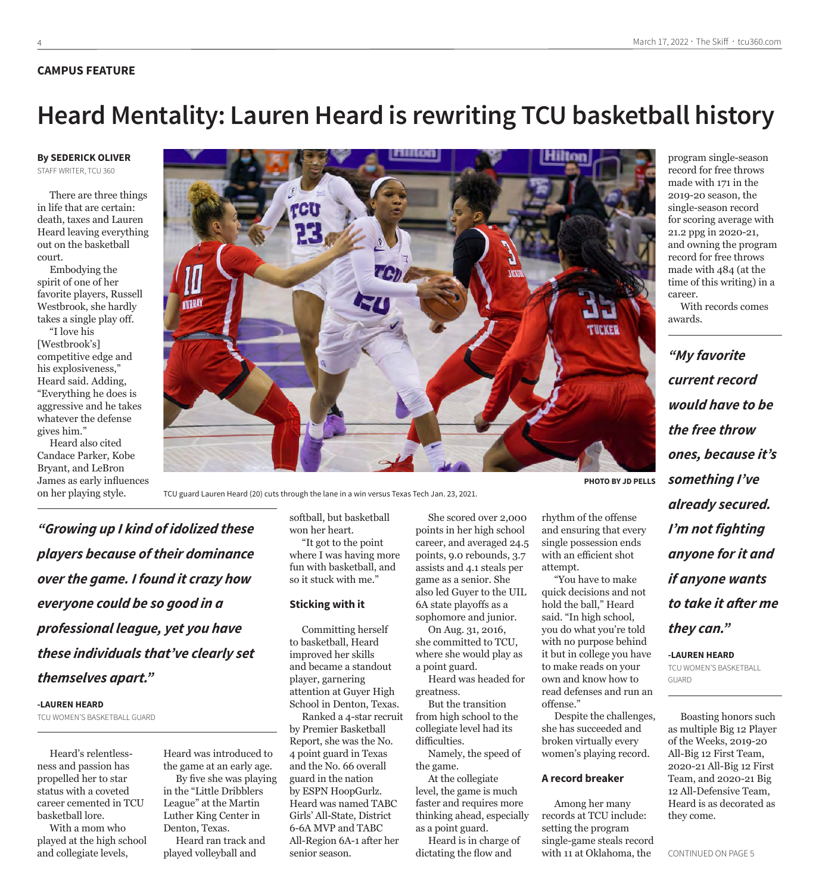**CAMPUS FEATURE**

# Heard Mentality: Lauren Heard is rewriting TCU basketball history

**By SEDERICK OLIVER**
STAFF WRITER, TCU 360

There are three things in life that are certain: death, taxes and Lauren Heard leaving everything out on the basketball court.

Embodying the spirit of one of her favorite players, Russell Westbrook, she hardly takes a single play off.

"I love his [Westbrook's] competitive edge and his explosiveness," Heard said. Adding, "Everything he does is aggressive and he takes whatever the defense gives him."

Heard also cited Candace Parker, Kobe Bryant, and LeBron James as early influences on her playing style.

PHOTO BY JD PELLS

TCU guard Lauren Heard (20) cuts through the lane in a win versus Texas Tech Jan. 23, 2021.

> ***"Growing up I kind of idolized these players because of their dominance over the game. I found it crazy how everyone could be so good in a professional league, yet you have these individuals that've clearly set themselves apart."***
>
> **-LAUREN HEARD**
> TCU WOMEN'S BASKETBALL GUARD

Heard's relentlessness and passion has propelled her to star status with a coveted career cemented in TCU basketball lore.

With a mom who played at the high school and collegiate levels, Heard was introduced to the game at an early age.

By five she was playing in the "Little Dribblers League" at the Martin Luther King Center in Denton, Texas.

Heard ran track and played volleyball and softball, but basketball won her heart.

"It got to the point where I was having more fun with basketball, and so it stuck with me."

### Sticking with it

Committing herself to basketball, Heard improved her skills and became a standout player, garnering attention at Guyer High School in Denton, Texas.

Ranked a 4-star recruit by Premier Basketball Report, she was the No. 4 point guard in Texas and the No. 66 overall guard in the nation by ESPN HoopGurlz. Heard was named TABC Girls' All-State, District 6-6A MVP and TABC All-Region 6A-1 after her senior season.

She scored over 2,000 points in her high school career, and averaged 24.5 points, 9.0 rebounds, 3.7 assists and 4.1 steals per game as a senior. She also led Guyer to the UIL 6A state playoffs as a sophomore and junior.

On Aug. 31, 2016, she committed to TCU, where she would play as a point guard.

Heard was headed for greatness.

But the transition from high school to the collegiate level had its difficulties.

Namely, the speed of the game.

At the collegiate level, the game is much faster and requires more thinking ahead, especially as a point guard.

Heard is in charge of dictating the flow and rhythm of the offense and ensuring that every single possession ends with an efficient shot attempt.

"You have to make quick decisions and not hold the ball," Heard said. "In high school, you do what you're told with no purpose behind it but in college you have to make reads on your own and know how to read defenses and run an offense."

Despite the challenges, she has succeeded and broken virtually every women's playing record.

### A record breaker

Among her many records at TCU include: setting the program single-game steals record with 11 at Oklahoma, the program single-season record for free throws made with 171 in the 2019-20 season, the single-season record for scoring average with 21.2 ppg in 2020-21, and owning the program record for free throws made with 484 (at the time of this writing) in a career.

With records comes awards.

> ***"My favorite current record would have to be the free throw ones, because it's something I've already secured. I'm not fighting anyone for it and if anyone wants to take it after me they can."***
>
> **-LAUREN HEARD**
> TCU WOMEN'S BASKETBALL GUARD

Boasting honors such as multiple Big 12 Player of the Weeks, 2019-20 All-Big 12 First Team, 2020-21 All-Big 12 First Team, and 2020-21 Big 12 All-Defensive Team, Heard is as decorated as they come.

CONTINUED ON PAGE 5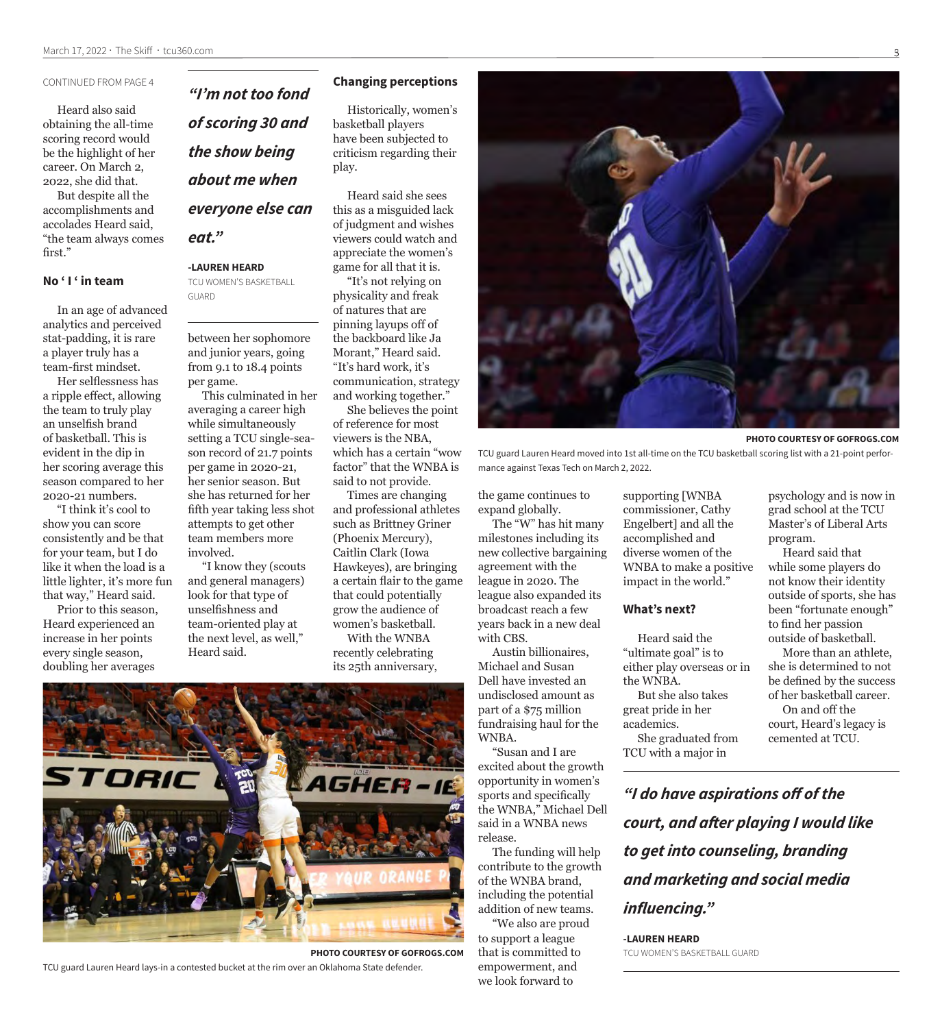CONTINUED FROM PAGE 4

Heard also said obtaining the all-time scoring record would be the highlight of her career. On March 2, 2022, she did that.

But despite all the accomplishments and accolades Heard said, "the team always comes first."

### No ' I ' in team

In an age of advanced analytics and perceived stat-padding, it is rare a player truly has a team-first mindset.

Her selflessness has a ripple effect, allowing the team to truly play an unselfish brand of basketball. This is evident in the dip in her scoring average this season compared to her 2020-21 numbers.

"I think it's cool to show you can score consistently and be that for your team, but I do like it when the load is a little lighter, it's more fun that way," Heard said.

Prior to this season, Heard experienced an increase in her points every single season, doubling her averages between her sophomore and junior years, going from 9.1 to 18.4 points per game.

This culminated in her averaging a career high while simultaneously setting a TCU single-season record of 21.7 points per game in 2020-21, her senior season. But she has returned for her fifth year taking less shot attempts to get other team members more involved.

"I know they (scouts and general managers) look for that type of unselfishness and team-oriented play at the next level, as well," Heard said.

> ***"I'm not too fond of scoring 30 and the show being about me when everyone else can eat."***
>
> **-LAUREN HEARD**
> TCU WOMEN'S BASKETBALL GUARD

### Changing perceptions

Historically, women's basketball players have been subjected to criticism regarding their play.

Heard said she sees this as a misguided lack of judgment and wishes viewers could watch and appreciate the women's game for all that it is.

"It's not relying on physicality and freak of natures that are pinning layups off of the backboard like Ja Morant," Heard said. "It's hard work, it's communication, strategy and working together."

She believes the point of reference for most viewers is the NBA, which has a certain "wow factor" that the WNBA is said to not provide.

Times are changing and professional athletes such as Brittney Griner (Phoenix Mercury), Caitlin Clark (Iowa Hawkeyes), are bringing a certain flair to the game that could potentially grow the audience of women's basketball.

With the WNBA recently celebrating its 25th anniversary, the game continues to expand globally.

The "W" has hit many milestones including its new collective bargaining agreement with the league in 2020. The league also expanded its broadcast reach a few years back in a new deal with CBS.

Austin billionaires, Michael and Susan Dell have invested an undisclosed amount as part of a $75 million fundraising haul for the WNBA.

"Susan and I are excited about the growth opportunity in women's sports and specifically the WNBA," Michael Dell said in a WNBA news release.

The funding will help contribute to the growth of the WNBA brand, including the potential addition of new teams.

"We also are proud to support a league that is committed to empowerment, and we look forward to supporting [WNBA commissioner, Cathy Engelbert] and all the accomplished and diverse women of the WNBA to make a positive impact in the world."

PHOTO COURTESY OF GOFROGS.COM

TCU guard Lauren Heard moved into 1st all-time on the TCU basketball scoring list with a 21-point performance against Texas Tech on March 2, 2022.

PHOTO COURTESY OF GOFROGS.COM

TCU guard Lauren Heard lays-in a contested bucket at the rim over an Oklahoma State defender.

### What's next?

Heard said the "ultimate goal" is to either play overseas or in the WNBA.

But she also takes great pride in her academics.

She graduated from TCU with a major in psychology and is now in grad school at the TCU Master's of Liberal Arts program.

Heard said that while some players do not know their identity outside of sports, she has been "fortunate enough" to find her passion outside of basketball.

More than an athlete, she is determined to not be defined by the success of her basketball career.

On and off the court, Heard's legacy is cemented at TCU.

> ***"I do have aspirations off of the court, and after playing I would like to get into counseling, branding and marketing and social media influencing."***
>
> **-LAUREN HEARD**
> TCU WOMEN'S BASKETBALL GUARD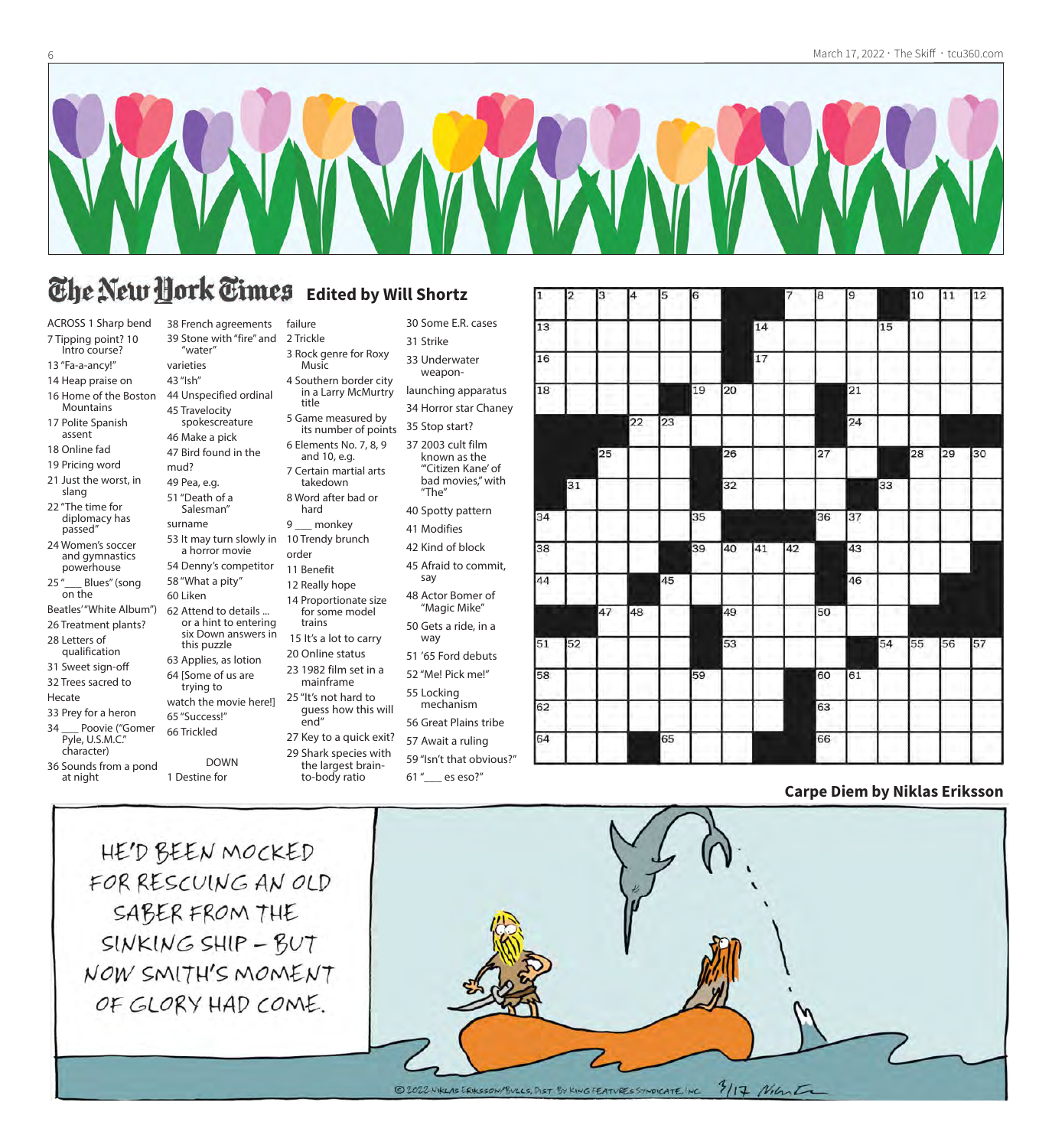## The New York Times Edited by Will Shortz

**ACROSS**

1 Sharp bend
7 Tipping point? 10 Intro course?
13 "Fa-a-ancy!"
14 Heap praise on
16 Home of the Boston Mountains
17 Polite Spanish assent
18 Online fad
19 Pricing word
21 Just the worst, in slang
22 "The time for diplomacy has passed"
24 Women's soccer and gymnastics powerhouse
25 "___ Blues" (song on the Beatles' "White Album")
26 Treatment plants?
28 Letters of qualification
31 Sweet sign-off
32 Trees sacred to Hecate
33 Prey for a heron
34 ___ Poovie ("Gomer Pyle, U.S.M.C." character)
36 Sounds from a pond at night
38 French agreements
39 Stone with "fire" and "water" varieties
43 "Ish"
44 Unspecified ordinal
45 Travelocity spokescreature
46 Make a pick
47 Bird found in the mud?
49 Pea, e.g.
51 "Death of a Salesman" surname
53 It may turn slowly in a horror movie
54 Denny's competitor
58 "What a pity"
60 Liken
62 Attend to details ... or a hint to entering six Down answers in this puzzle
63 Applies, as lotion
64 [Some of us are trying to watch the movie here!]
65 "Success!"
66 Trickled

**DOWN**

1 Destine for failure
2 Trickle
3 Rock genre for Roxy Music
4 Southern border city in a Larry McMurtry title
5 Game measured by its number of points
6 Elements No. 7, 8, 9 and 10, e.g.
7 Certain martial arts takedown
8 Word after bad or hard
9 ___ monkey
10 Trendy brunch order
11 Benefit
12 Really hope
14 Proportionate size for some model trains
15 It's a lot to carry
20 Online status
23 1982 film set in a mainframe
25 "It's not hard to guess how this will end"
27 Key to a quick exit?
29 Shark species with the largest brain-to-body ratio
30 Some E.R. cases
31 Strike
33 Underwater weapon-launching apparatus
34 Horror star Chaney
35 Stop start?
37 2003 cult film known as the "'Citizen Kane' of bad movies," with "The"
40 Spotty pattern
41 Modifies
42 Kind of block
45 Afraid to commit, say
48 Actor Bomer of "Magic Mike"
50 Gets a ride, in a way
51 '65 Ford debuts
52 "Me! Pick me!"
55 Locking mechanism
56 Great Plains tribe
57 Await a ruling
59 "Isn't that obvious?"
61 "___ es eso?"

## Carpe Diem by Niklas Eriksson

HE'D BEEN MOCKED FOR RESCUING AN OLD SABER FROM THE SINKING SHIP – BUT NOW SMITH'S MOMENT OF GLORY HAD COME.

© 2022 Niklas Eriksson/Bulls, Dist. by King Features Syndicate, Inc.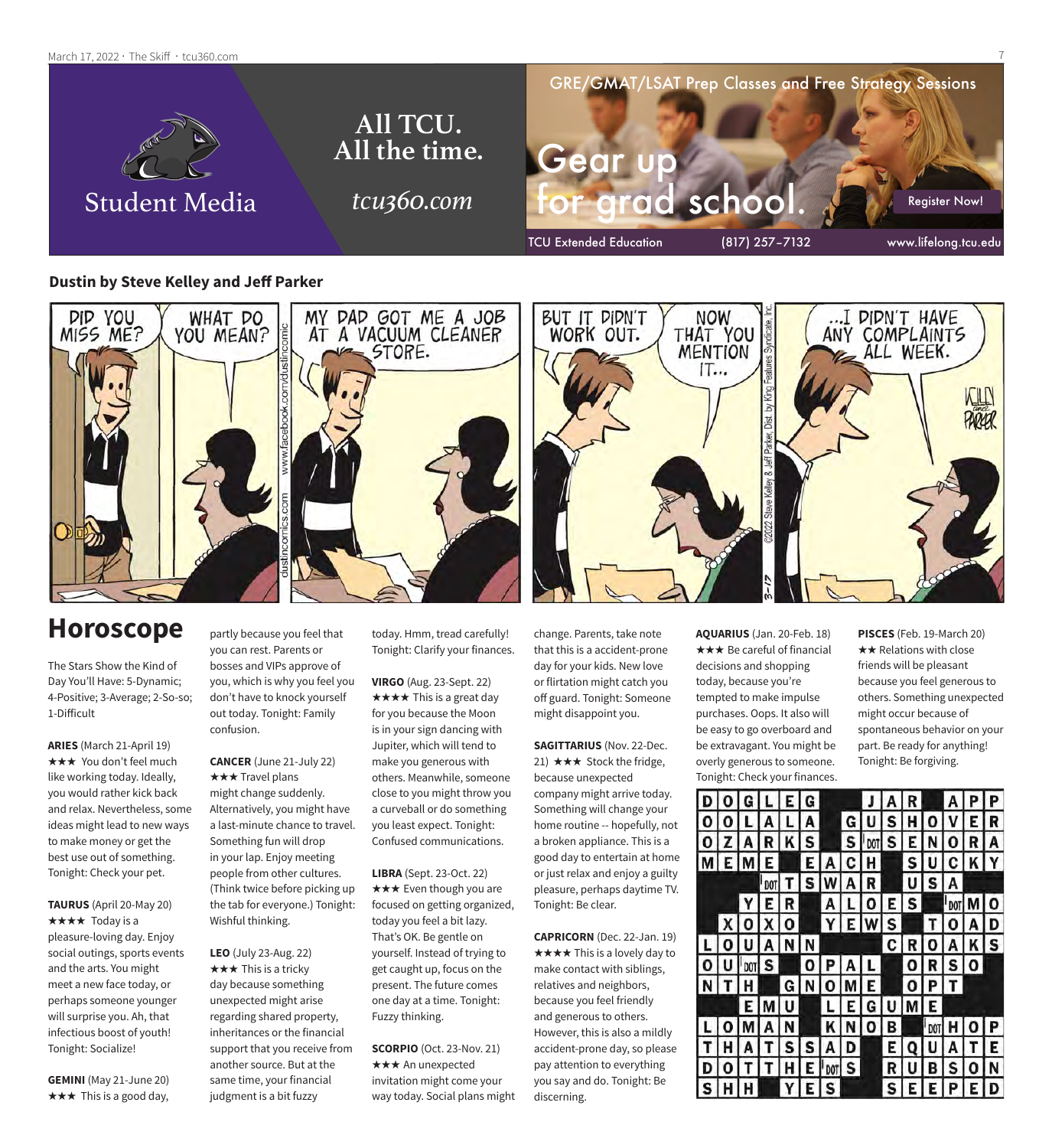All TCU. All the time.

*tcu360.com*

Student Media

GRE/GMAT/LSAT Prep Classes and Free Strategy Sessions

Gear up for grad school.

Register Now!

TCU Extended Education (817) 257-7132 www.lifelong.tcu.edu

**Dustin by Steve Kelley and Jeff Parker**

DID YOU MISS ME? WHAT DO YOU MEAN? MY DAD GOT ME A JOB AT A VACUUM CLEANER STORE. BUT IT DIDN'T WORK OUT. NOW THAT YOU MENTION IT... ...I DIDN'T HAVE ANY COMPLAINTS ALL WEEK.

# Horoscope

The Stars Show the Kind of Day You'll Have: 5-Dynamic; 4-Positive; 3-Average; 2-So-so; 1-Difficult

**ARIES** (March 21-April 19) ★★★ You don't feel much like working today. Ideally, you would rather kick back and relax. Nevertheless, some ideas might lead to new ways to make money or get the best use out of something. Tonight: Check your pet.

**TAURUS** (April 20-May 20) ★★★★ Today is a pleasure-loving day. Enjoy social outings, sports events and the arts. You might meet a new face today, or perhaps someone younger will surprise you. Ah, that infectious boost of youth! Tonight: Socialize!

**GEMINI** (May 21-June 20) ★★★ This is a good day, partly because you feel that you can rest. Parents or bosses and VIPs approve of you, which is why you feel you don't have to knock yourself out today. Tonight: Family confusion.

**CANCER** (June 21-July 22) ★★★ Travel plans might change suddenly. Alternatively, you might have a last-minute chance to travel. Something fun will drop in your lap. Enjoy meeting people from other cultures. (Think twice before picking up the tab for everyone.) Tonight: Wishful thinking.

**LEO** (July 23-Aug. 22) ★★★ This is a tricky day because something unexpected might arise regarding shared property, inheritances or the financial support that you receive from another source. But at the same time, your financial judgment is a bit fuzzy today. Hmm, tread carefully! Tonight: Clarify your finances.

**VIRGO** (Aug. 23-Sept. 22) ★★★★ This is a great day for you because the Moon is in your sign dancing with Jupiter, which will tend to make you generous with others. Meanwhile, someone close to you might throw you a curveball or do something you least expect. Tonight: Confused communications.

**LIBRA** (Sept. 23-Oct. 22) ★★★ Even though you are focused on getting organized, today you feel a bit lazy. That's OK. Be gentle on yourself. Instead of trying to get caught up, focus on the present. The future comes one day at a time. Tonight: Fuzzy thinking.

**SCORPIO** (Oct. 23-Nov. 21) ★★★ An unexpected invitation might come your way today. Social plans might change. Parents, take note that this is a accident-prone day for your kids. New love or flirtation might catch you off guard. Tonight: Someone might disappoint you.

**SAGITTARIUS** (Nov. 22-Dec. 21) ★★★ Stock the fridge, because unexpected company might arrive today. Something will change your home routine -- hopefully, not a broken appliance. This is a good day to entertain at home or just relax and enjoy a guilty pleasure, perhaps daytime TV. Tonight: Be clear.

**CAPRICORN** (Dec. 22-Jan. 19) ★★★★ This is a lovely day to make contact with siblings, relatives and neighbors, because you feel friendly and generous to others. However, this is also a mildly accident-prone day, so please pay attention to everything you say and do. Tonight: Be discerning.

**AQUARIUS** (Jan. 20-Feb. 18) ★★★ Be careful of financial decisions and shopping today, because you're tempted to make impulse purchases. Oops. It also will be easy to go overboard and be extravagant. You might be overly generous to someone. Tonight: Check your finances.

**PISCES** (Feb. 19-March 20) ★★ Relations with close friends will be pleasant because you feel generous to others. Something unexpected might occur because of spontaneous behavior on your part. Be ready for anything! Tonight: Be forgiving.

| | | | | | | | | | | | | | | | |
|---|---|---|---|---|---|---|---|---|---|---|---|---|---|---|---|
| D | O | G | L | E | G | | | J | A | R | | A | P | P |
| O | O | L | A | L | A | | G | U | S | H | O | V | E | R |
| O | Z | A | R | K | S | | S | DOT | S | E | N | O | R | A |
| M | E | M | E | | E | A | C | H | | S | U | C | K | Y |
| | | | DOT | T | S | W | A | R | | U | S | A | | |
| | | Y | E | R | | A | L | O | E | S | | DOT | M | O |
| | X | O | X | O | | Y | E | W | S | | T | O | A | D |
| L | O | U | A | N | N | | | | C | R | O | A | K | S |
| O | U | DOT | S | | O | P | A | L | | O | R | S | O | |
| N | T | H | | G | N | O | M | E | | O | P | T | | |
| | | E | M | U | | L | E | G | U | M | E | | | |
| L | O | M | A | N | | K | N | O | B | | DOT | H | O | P |
| T | H | A | T | S | S | A | D | | E | Q | U | A | T | E |
| D | O | T | T | H | E | DOT | S | | R | U | B | S | O | N |
| S | H | H | | Y | E | S | | | S | E | E | P | E | D |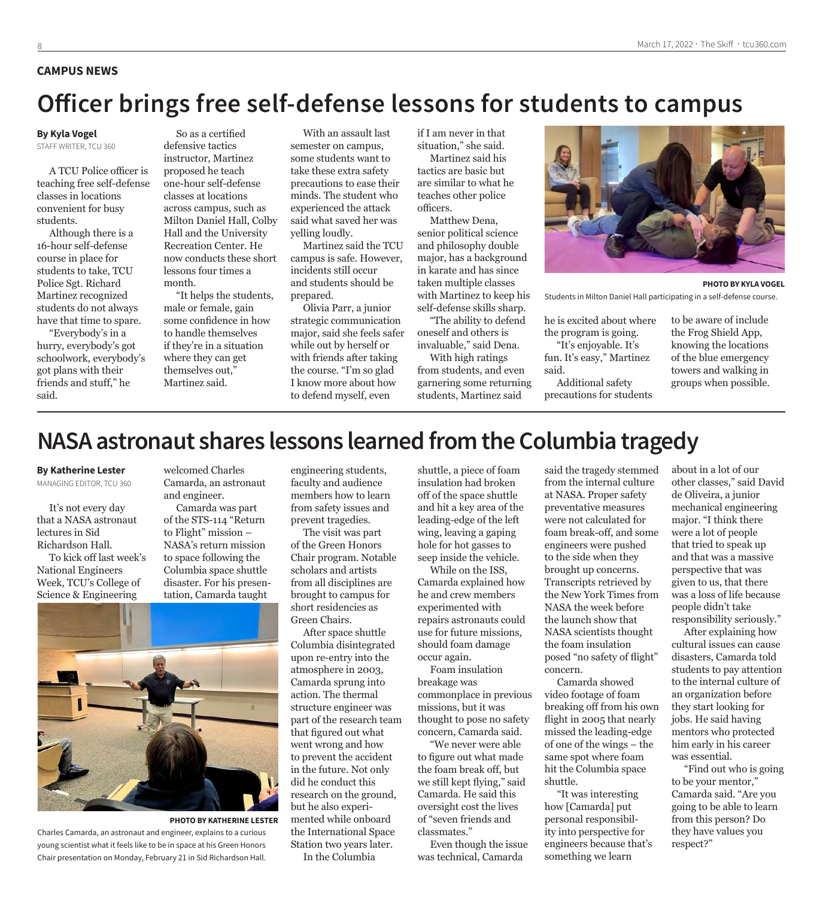CAMPUS NEWS

# Officer brings free self-defense lessons for students to campus

**By Kyla Vogel**
STAFF WRITER, TCU 360

A TCU Police officer is teaching free self-defense classes in locations convenient for busy students.

Although there is a 16-hour self-defense course in place for students to take, TCU Police Sgt. Richard Martinez recognized students do not always have that time to spare.

"Everybody's in a hurry, everybody's got schoolwork, everybody's got plans with their friends and stuff," he said.

So as a certified defensive tactics instructor, Martinez proposed he teach one-hour self-defense classes at locations across campus, such as Milton Daniel Hall, Colby Hall and the University Recreation Center. He now conducts these short lessons four times a month.

"It helps the students, male or female, gain some confidence in how to handle themselves if they're in a situation where they can get themselves out," Martinez said.

With an assault last semester on campus, some students want to take these extra safety precautions to ease their minds. The student who experienced the attack said what saved her was yelling loudly.

Martinez said the TCU campus is safe. However, incidents still occur and students should be prepared.

Olivia Parr, a junior strategic communication major, said she feels safer while out by herself or with friends after taking the course. "I'm so glad I know more about how to defend myself, even if I am never in that situation," she said.

Martinez said his tactics are basic but are similar to what he teaches other police officers.

Matthew Dena, senior political science and philosophy double major, has a background in karate and has since taken multiple classes with Martinez to keep his self-defense skills sharp.

"The ability to defend oneself and others is invaluable," said Dena.

With high ratings from students, and even garnering some returning students, Martinez said he is excited about where the program is going.

"It's enjoyable. It's fun. It's easy," Martinez said.

Additional safety precautions for students to be aware of include the Frog Shield App, knowing the locations of the blue emergency towers and walking in groups when possible.

PHOTO BY KYLA VOGEL
Students in Milton Daniel Hall participating in a self-defense course.

# NASA astronaut shares lessons learned from the Columbia tragedy

**By Katherine Lester**
MANAGING EDITOR, TCU 360

It's not every day that a NASA astronaut lectures in Sid Richardson Hall.

To kick off last week's National Engineers Week, TCU's College of Science & Engineering welcomed Charles Camarda, an astronaut and engineer.

Camarda was part of the STS-114 "Return to Flight" mission – NASA's return mission to space following the Columbia space shuttle disaster. For his presentation, Camarda taught engineering students, faculty and audience members how to learn from safety issues and prevent tragedies.

The visit was part of the Green Honors Chair program. Notable scholars and artists from all disciplines are brought to campus for short residencies as Green Chairs.

After space shuttle Columbia disintegrated upon re-entry into the atmosphere in 2003, Camarda sprung into action. The thermal structure engineer was part of the research team that figured out what went wrong and how to prevent the accident in the future. Not only did he conduct this research on the ground, but he also experimented while onboard the International Space Station two years later.

In the Columbia shuttle, a piece of foam insulation had broken off of the space shuttle and hit a key area of the leading-edge of the left wing, leaving a gaping hole for hot gasses to seep inside the vehicle.

While on the ISS, Camarda explained how he and crew members experimented with repairs astronauts could use for future missions, should foam damage occur again.

Foam insulation breakage was commonplace in previous missions, but it was thought to pose no safety concern, Camarda said.

"We never were able to figure out what made the foam break off, but we still kept flying," said Camarda. He said this oversight cost the lives of "seven friends and classmates."

Even though the issue was technical, Camarda said the tragedy stemmed from the internal culture at NASA. Proper safety preventative measures were not calculated for foam break-off, and some engineers were pushed to the side when they brought up concerns. Transcripts retrieved by the New York Times from NASA the week before the launch show that NASA scientists thought the foam insulation posed "no safety of flight" concern.

Camarda showed video footage of foam breaking off from his own flight in 2005 that nearly missed the leading-edge of one of the wings – the same spot where foam hit the Columbia space shuttle.

"It was interesting how [Camarda] put personal responsibility into perspective for engineers because that's something we learn about in a lot of our other classes," said David de Oliveira, a junior mechanical engineering major. "I think there were a lot of people that tried to speak up and that was a massive perspective that was given to us, that there was a loss of life because people didn't take responsibility seriously."

After explaining how cultural issues can cause disasters, Camarda told students to pay attention to the internal culture of an organization before they start looking for jobs. He said having mentors who protected him early in his career was essential.

"Find out who is going to be your mentor," Camarda said. "Are you going to be able to learn from this person? Do they have values you respect?"

PHOTO BY KATHERINE LESTER
Charles Camarda, an astronaut and engineer, explains to a curious young scientist what it feels like to be in space at his Green Honors Chair presentation on Monday, February 21 in Sid Richardson Hall.